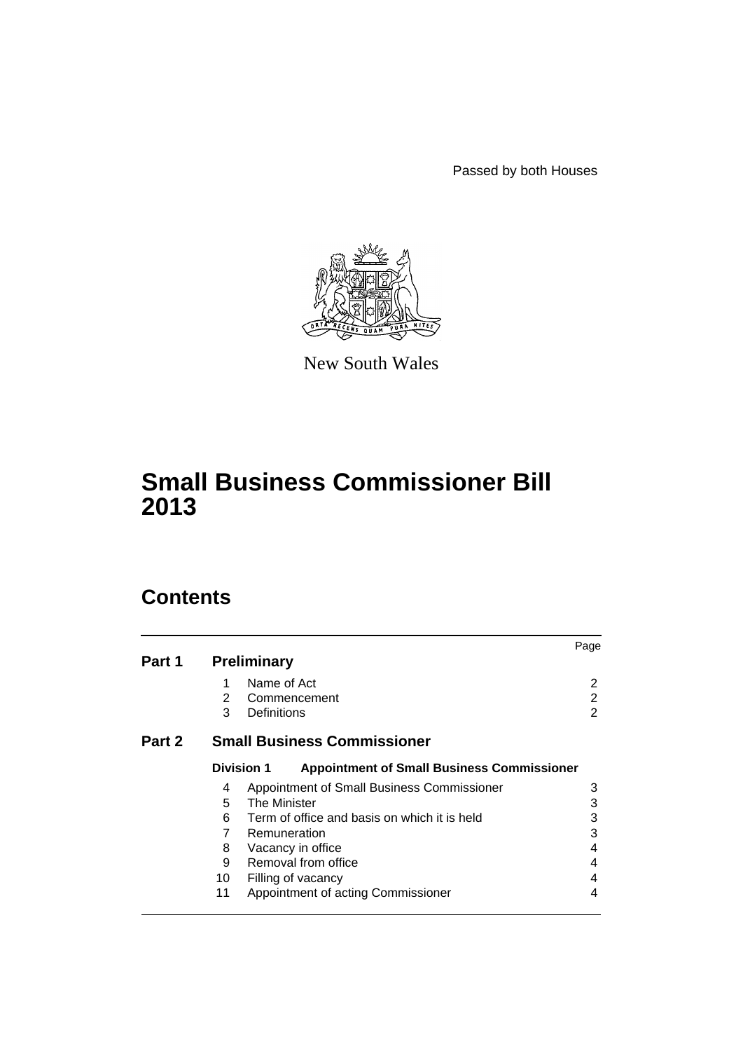Passed by both Houses

New South Wales

# Small Business Commissioner Bill 2013

## Contents

| | | Page |
|---|---|---|
| **Part 1** | **Preliminary** | |
| | 1 Name of Act | 2 |
| | 2 Commencement | 2 |
| | 3 Definitions | 2 |
| **Part 2** | **Small Business Commissioner** | |
| | **Division 1 Appointment of Small Business Commissioner** | |
| | 4 Appointment of Small Business Commissioner | 3 |
| | 5 The Minister | 3 |
| | 6 Term of office and basis on which it is held | 3 |
| | 7 Remuneration | 3 |
| | 8 Vacancy in office | 4 |
| | 9 Removal from office | 4 |
| | 10 Filling of vacancy | 4 |
| | 11 Appointment of acting Commissioner | 4 |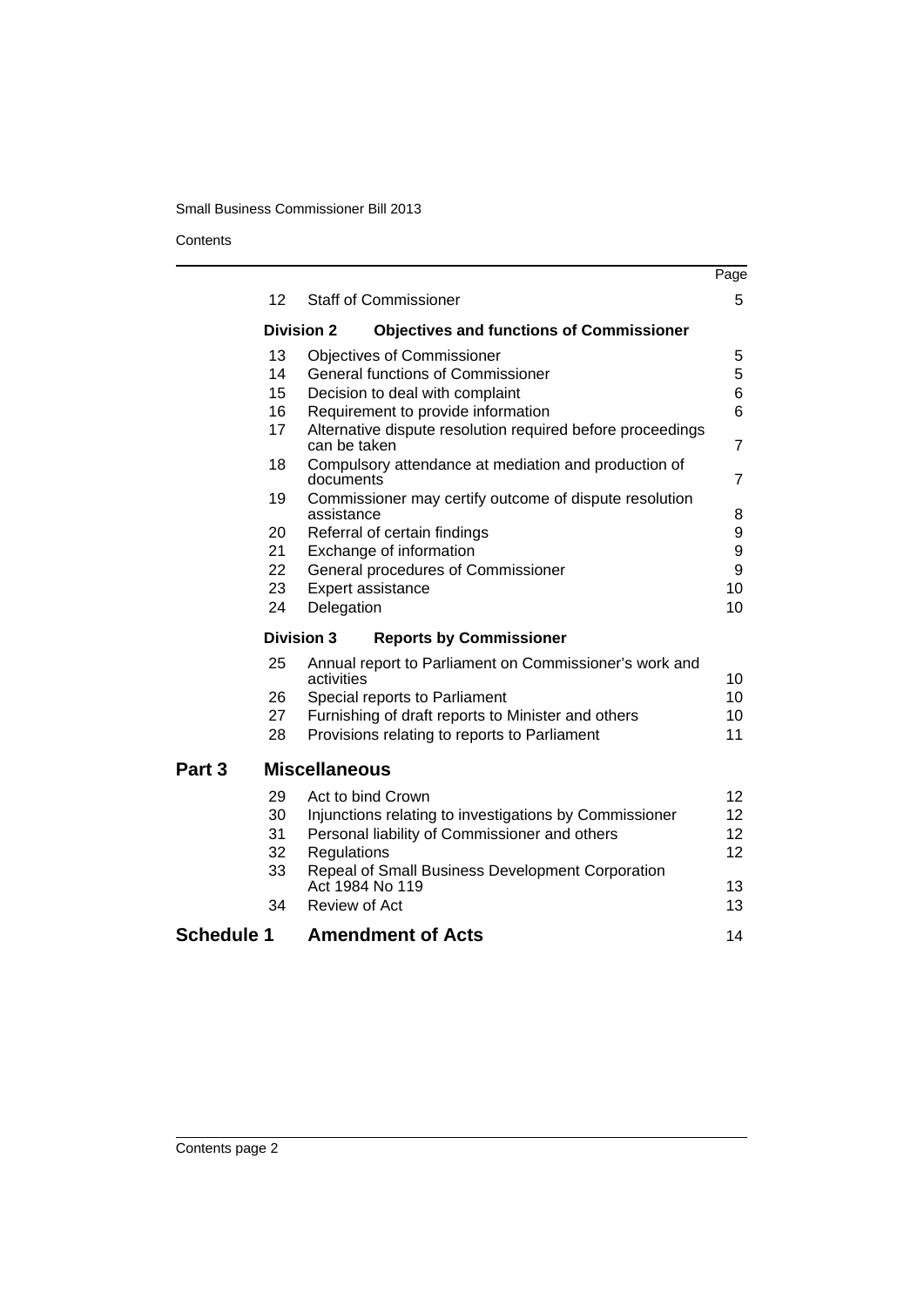| | | Page |
|---|---|---|
| 12 | Staff of Commissioner | 5 |
| **Division 2** | **Objectives and functions of Commissioner** | |
| 13 | Objectives of Commissioner | 5 |
| 14 | General functions of Commissioner | 5 |
| 15 | Decision to deal with complaint | 6 |
| 16 | Requirement to provide information | 6 |
| 17 | Alternative dispute resolution required before proceedings can be taken | 7 |
| 18 | Compulsory attendance at mediation and production of documents | 7 |
| 19 | Commissioner may certify outcome of dispute resolution assistance | 8 |
| 20 | Referral of certain findings | 9 |
| 21 | Exchange of information | 9 |
| 22 | General procedures of Commissioner | 9 |
| 23 | Expert assistance | 10 |
| 24 | Delegation | 10 |
| **Division 3** | **Reports by Commissioner** | |
| 25 | Annual report to Parliament on Commissioner's work and activities | 10 |
| 26 | Special reports to Parliament | 10 |
| 27 | Furnishing of draft reports to Minister and others | 10 |
| 28 | Provisions relating to reports to Parliament | 11 |
| **Part 3** | **Miscellaneous** | |
| 29 | Act to bind Crown | 12 |
| 30 | Injunctions relating to investigations by Commissioner | 12 |
| 31 | Personal liability of Commissioner and others | 12 |
| 32 | Regulations | 12 |
| 33 | Repeal of Small Business Development Corporation Act 1984 No 119 | 13 |
| 34 | Review of Act | 13 |
| **Schedule 1** | **Amendment of Acts** | 14 |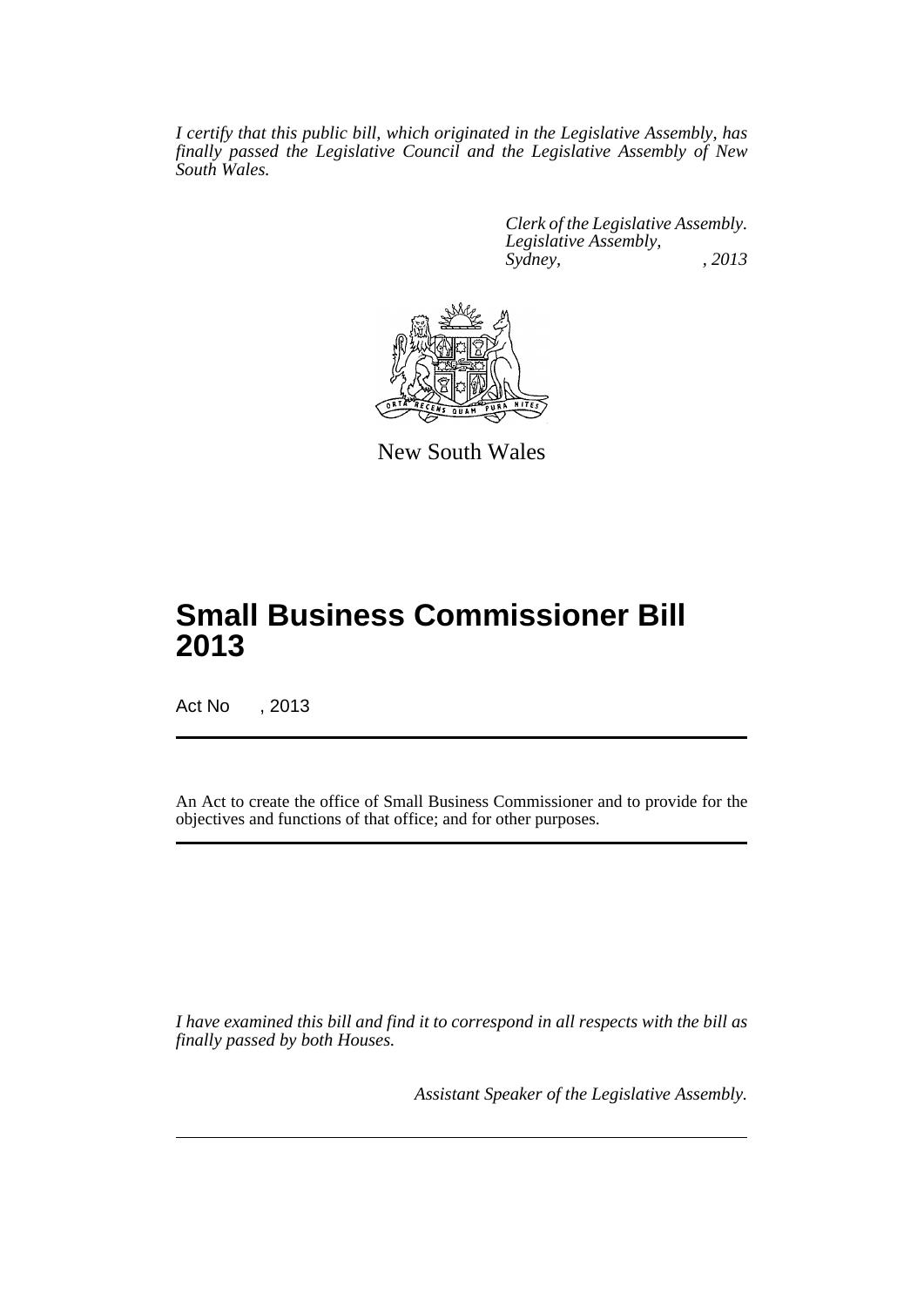*I certify that this public bill, which originated in the Legislative Assembly, has finally passed the Legislative Council and the Legislative Assembly of New South Wales.*

*Clerk of the Legislative Assembly.*
*Legislative Assembly,*
*Sydney, , 2013*

New South Wales

# Small Business Commissioner Bill 2013

Act No , 2013

An Act to create the office of Small Business Commissioner and to provide for the objectives and functions of that office; and for other purposes.

*I have examined this bill and find it to correspond in all respects with the bill as finally passed by both Houses.*

*Assistant Speaker of the Legislative Assembly.*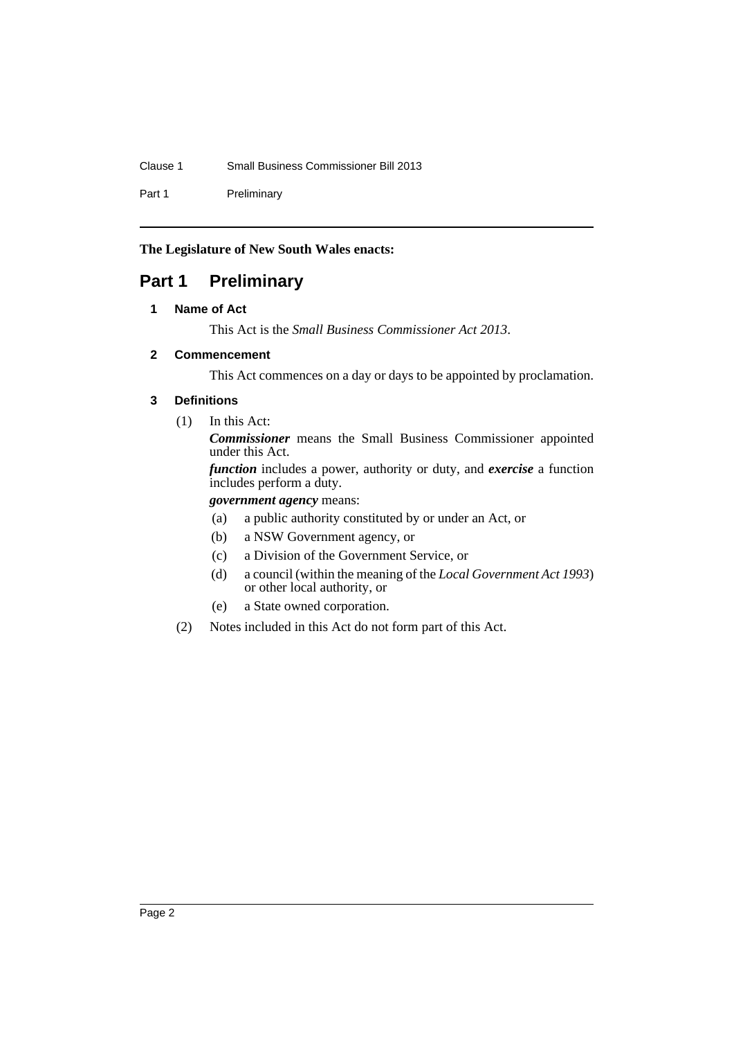**The Legislature of New South Wales enacts:**

# Part 1 Preliminary

## 1 Name of Act

This Act is the *Small Business Commissioner Act 2013*.

## 2 Commencement

This Act commences on a day or days to be appointed by proclamation.

## 3 Definitions

(1) In this Act:

***Commissioner*** means the Small Business Commissioner appointed under this Act.

***function*** includes a power, authority or duty, and ***exercise*** a function includes perform a duty.

***government agency*** means:

(a) a public authority constituted by or under an Act, or

(b) a NSW Government agency, or

(c) a Division of the Government Service, or

(d) a council (within the meaning of the *Local Government Act 1993*) or other local authority, or

(e) a State owned corporation.

(2) Notes included in this Act do not form part of this Act.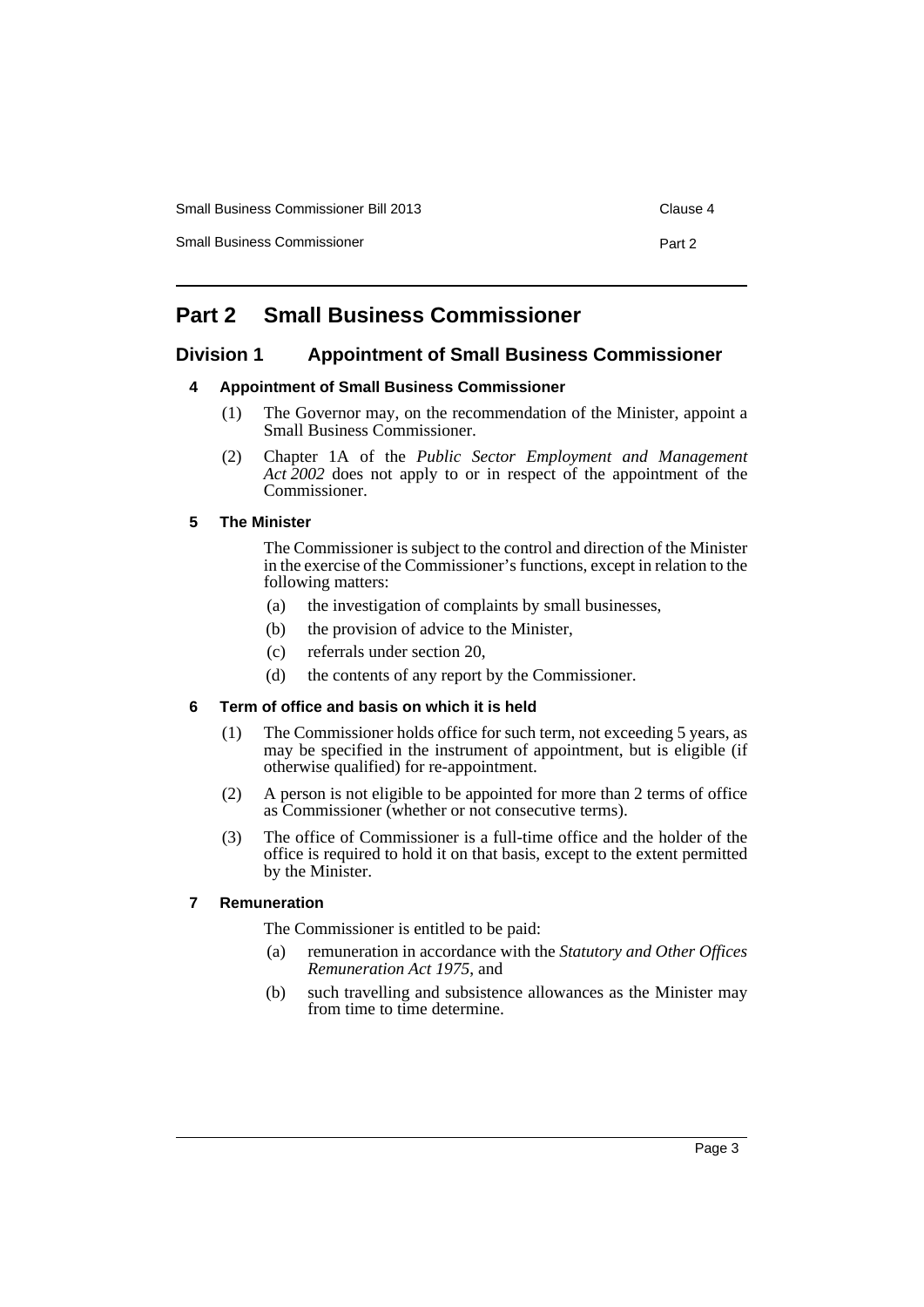# Part 2 Small Business Commissioner

## Division 1 Appointment of Small Business Commissioner

### 4 Appointment of Small Business Commissioner

(1) The Governor may, on the recommendation of the Minister, appoint a Small Business Commissioner.

(2) Chapter 1A of the *Public Sector Employment and Management Act 2002* does not apply to or in respect of the appointment of the Commissioner.

### 5 The Minister

The Commissioner is subject to the control and direction of the Minister in the exercise of the Commissioner's functions, except in relation to the following matters:

(a) the investigation of complaints by small businesses,

(b) the provision of advice to the Minister,

(c) referrals under section 20,

(d) the contents of any report by the Commissioner.

### 6 Term of office and basis on which it is held

(1) The Commissioner holds office for such term, not exceeding 5 years, as may be specified in the instrument of appointment, but is eligible (if otherwise qualified) for re-appointment.

(2) A person is not eligible to be appointed for more than 2 terms of office as Commissioner (whether or not consecutive terms).

(3) The office of Commissioner is a full-time office and the holder of the office is required to hold it on that basis, except to the extent permitted by the Minister.

### 7 Remuneration

The Commissioner is entitled to be paid:

(a) remuneration in accordance with the *Statutory and Other Offices Remuneration Act 1975*, and

(b) such travelling and subsistence allowances as the Minister may from time to time determine.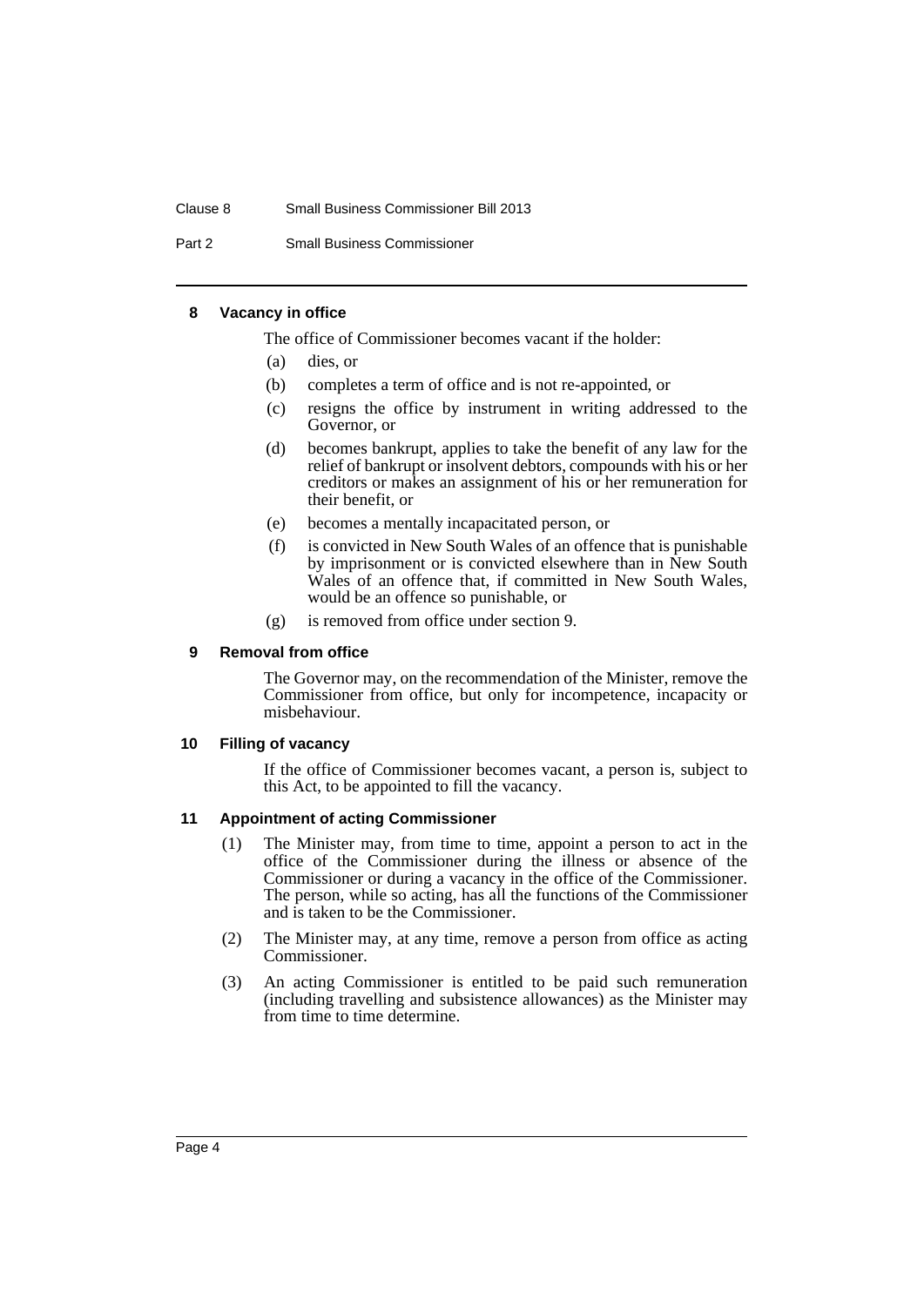#### 8 Vacancy in office

The office of Commissioner becomes vacant if the holder:

(a) dies, or

(b) completes a term of office and is not re-appointed, or

(c) resigns the office by instrument in writing addressed to the Governor, or

(d) becomes bankrupt, applies to take the benefit of any law for the relief of bankrupt or insolvent debtors, compounds with his or her creditors or makes an assignment of his or her remuneration for their benefit, or

(e) becomes a mentally incapacitated person, or

(f) is convicted in New South Wales of an offence that is punishable by imprisonment or is convicted elsewhere than in New South Wales of an offence that, if committed in New South Wales, would be an offence so punishable, or

(g) is removed from office under section 9.

#### 9 Removal from office

The Governor may, on the recommendation of the Minister, remove the Commissioner from office, but only for incompetence, incapacity or misbehaviour.

#### 10 Filling of vacancy

If the office of Commissioner becomes vacant, a person is, subject to this Act, to be appointed to fill the vacancy.

#### 11 Appointment of acting Commissioner

(1) The Minister may, from time to time, appoint a person to act in the office of the Commissioner during the illness or absence of the Commissioner or during a vacancy in the office of the Commissioner. The person, while so acting, has all the functions of the Commissioner and is taken to be the Commissioner.

(2) The Minister may, at any time, remove a person from office as acting Commissioner.

(3) An acting Commissioner is entitled to be paid such remuneration (including travelling and subsistence allowances) as the Minister may from time to time determine.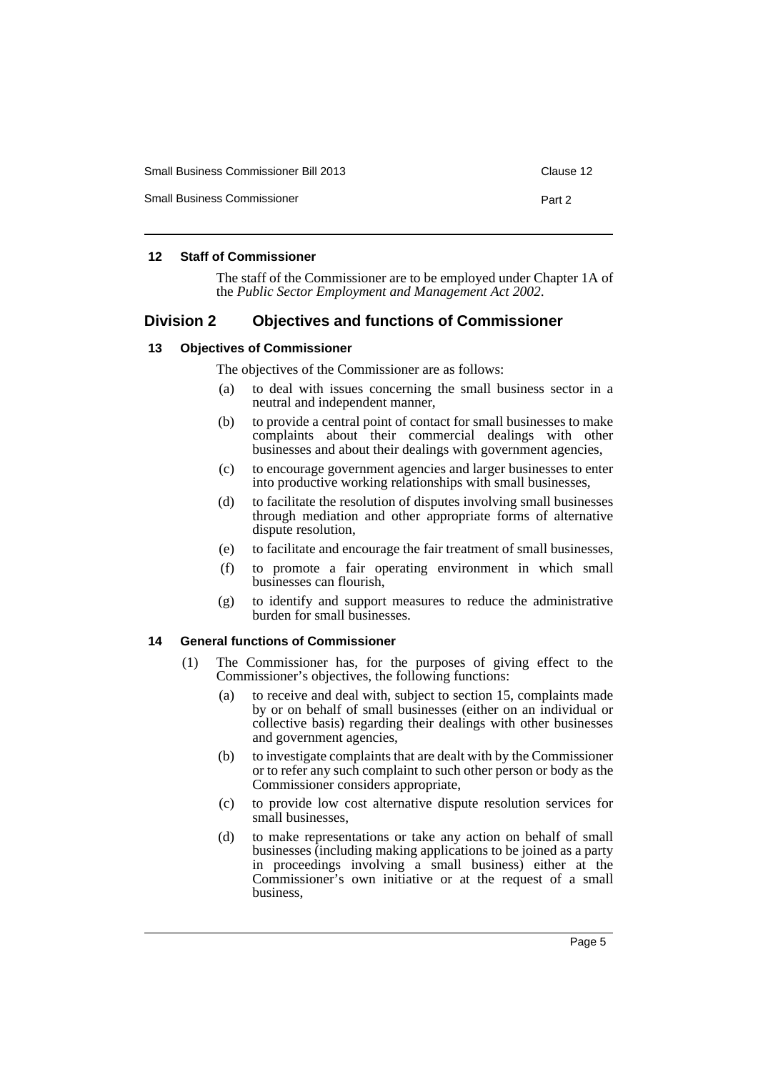#### 12 Staff of Commissioner

The staff of the Commissioner are to be employed under Chapter 1A of the *Public Sector Employment and Management Act 2002*.

## Division 2 Objectives and functions of Commissioner

#### 13 Objectives of Commissioner

The objectives of the Commissioner are as follows:

(a) to deal with issues concerning the small business sector in a neutral and independent manner,

(b) to provide a central point of contact for small businesses to make complaints about their commercial dealings with other businesses and about their dealings with government agencies,

(c) to encourage government agencies and larger businesses to enter into productive working relationships with small businesses,

(d) to facilitate the resolution of disputes involving small businesses through mediation and other appropriate forms of alternative dispute resolution,

(e) to facilitate and encourage the fair treatment of small businesses,

(f) to promote a fair operating environment in which small businesses can flourish,

(g) to identify and support measures to reduce the administrative burden for small businesses.

#### 14 General functions of Commissioner

(1) The Commissioner has, for the purposes of giving effect to the Commissioner's objectives, the following functions:

(a) to receive and deal with, subject to section 15, complaints made by or on behalf of small businesses (either on an individual or collective basis) regarding their dealings with other businesses and government agencies,

(b) to investigate complaints that are dealt with by the Commissioner or to refer any such complaint to such other person or body as the Commissioner considers appropriate,

(c) to provide low cost alternative dispute resolution services for small businesses,

(d) to make representations or take any action on behalf of small businesses (including making applications to be joined as a party in proceedings involving a small business) either at the Commissioner's own initiative or at the request of a small business,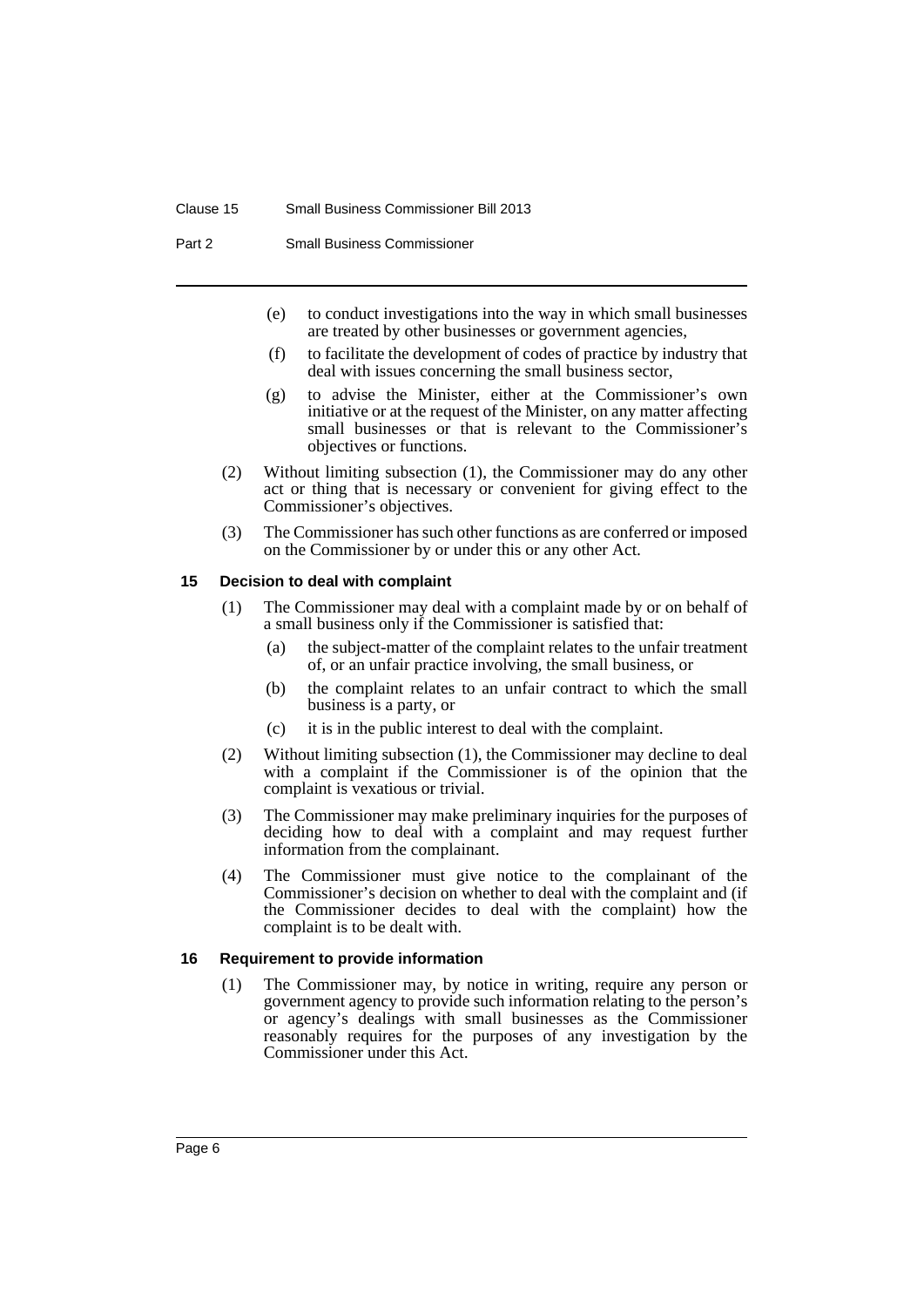(e) to conduct investigations into the way in which small businesses are treated by other businesses or government agencies,

(f) to facilitate the development of codes of practice by industry that deal with issues concerning the small business sector,

(g) to advise the Minister, either at the Commissioner's own initiative or at the request of the Minister, on any matter affecting small businesses or that is relevant to the Commissioner's objectives or functions.

(2) Without limiting subsection (1), the Commissioner may do any other act or thing that is necessary or convenient for giving effect to the Commissioner's objectives.

(3) The Commissioner has such other functions as are conferred or imposed on the Commissioner by or under this or any other Act.

### 15 Decision to deal with complaint

(1) The Commissioner may deal with a complaint made by or on behalf of a small business only if the Commissioner is satisfied that:

(a) the subject-matter of the complaint relates to the unfair treatment of, or an unfair practice involving, the small business, or

(b) the complaint relates to an unfair contract to which the small business is a party, or

(c) it is in the public interest to deal with the complaint.

(2) Without limiting subsection (1), the Commissioner may decline to deal with a complaint if the Commissioner is of the opinion that the complaint is vexatious or trivial.

(3) The Commissioner may make preliminary inquiries for the purposes of deciding how to deal with a complaint and may request further information from the complainant.

(4) The Commissioner must give notice to the complainant of the Commissioner's decision on whether to deal with the complaint and (if the Commissioner decides to deal with the complaint) how the complaint is to be dealt with.

### 16 Requirement to provide information

(1) The Commissioner may, by notice in writing, require any person or government agency to provide such information relating to the person's or agency's dealings with small businesses as the Commissioner reasonably requires for the purposes of any investigation by the Commissioner under this Act.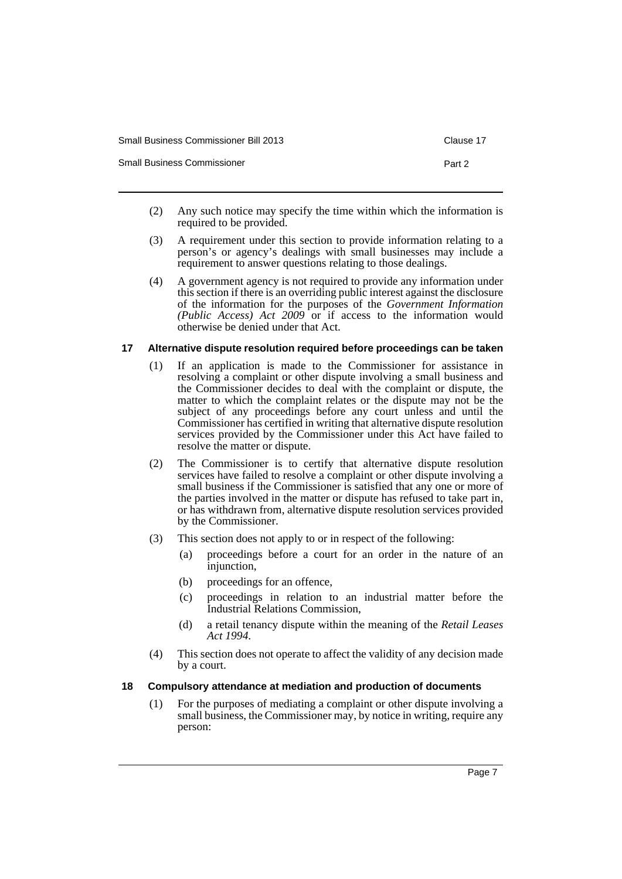(2) Any such notice may specify the time within which the information is required to be provided.

(3) A requirement under this section to provide information relating to a person's or agency's dealings with small businesses may include a requirement to answer questions relating to those dealings.

(4) A government agency is not required to provide any information under this section if there is an overriding public interest against the disclosure of the information for the purposes of the *Government Information (Public Access) Act 2009* or if access to the information would otherwise be denied under that Act.

### 17 Alternative dispute resolution required before proceedings can be taken

(1) If an application is made to the Commissioner for assistance in resolving a complaint or other dispute involving a small business and the Commissioner decides to deal with the complaint or dispute, the matter to which the complaint relates or the dispute may not be the subject of any proceedings before any court unless and until the Commissioner has certified in writing that alternative dispute resolution services provided by the Commissioner under this Act have failed to resolve the matter or dispute.

(2) The Commissioner is to certify that alternative dispute resolution services have failed to resolve a complaint or other dispute involving a small business if the Commissioner is satisfied that any one or more of the parties involved in the matter or dispute has refused to take part in, or has withdrawn from, alternative dispute resolution services provided by the Commissioner.

(3) This section does not apply to or in respect of the following:

- (a) proceedings before a court for an order in the nature of an injunction,
- (b) proceedings for an offence,
- (c) proceedings in relation to an industrial matter before the Industrial Relations Commission,
- (d) a retail tenancy dispute within the meaning of the *Retail Leases Act 1994*.

(4) This section does not operate to affect the validity of any decision made by a court.

### 18 Compulsory attendance at mediation and production of documents

(1) For the purposes of mediating a complaint or other dispute involving a small business, the Commissioner may, by notice in writing, require any person: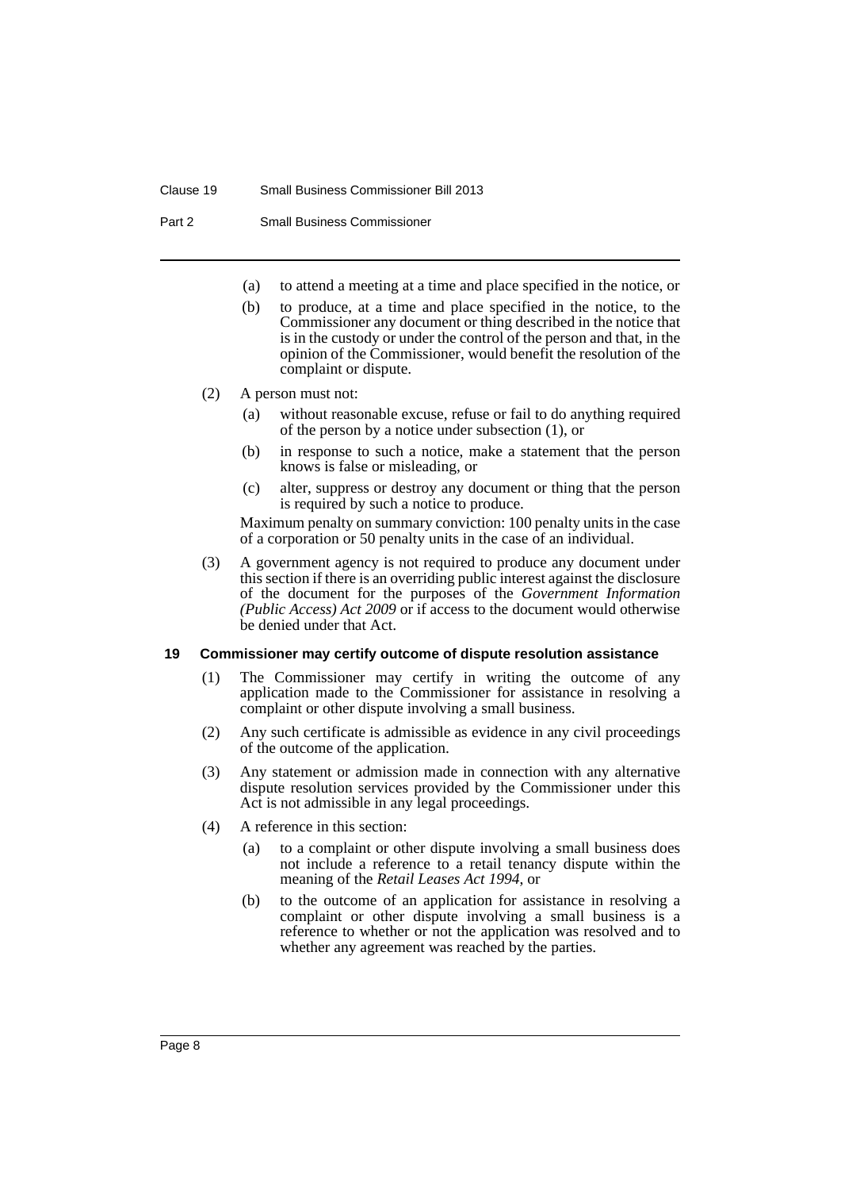(a) to attend a meeting at a time and place specified in the notice, or

(b) to produce, at a time and place specified in the notice, to the Commissioner any document or thing described in the notice that is in the custody or under the control of the person and that, in the opinion of the Commissioner, would benefit the resolution of the complaint or dispute.

(2) A person must not:

(a) without reasonable excuse, refuse or fail to do anything required of the person by a notice under subsection (1), or

(b) in response to such a notice, make a statement that the person knows is false or misleading, or

(c) alter, suppress or destroy any document or thing that the person is required by such a notice to produce.

Maximum penalty on summary conviction: 100 penalty units in the case of a corporation or 50 penalty units in the case of an individual.

(3) A government agency is not required to produce any document under this section if there is an overriding public interest against the disclosure of the document for the purposes of the *Government Information (Public Access) Act 2009* or if access to the document would otherwise be denied under that Act.

### 19 Commissioner may certify outcome of dispute resolution assistance

(1) The Commissioner may certify in writing the outcome of any application made to the Commissioner for assistance in resolving a complaint or other dispute involving a small business.

(2) Any such certificate is admissible as evidence in any civil proceedings of the outcome of the application.

(3) Any statement or admission made in connection with any alternative dispute resolution services provided by the Commissioner under this Act is not admissible in any legal proceedings.

(4) A reference in this section:

(a) to a complaint or other dispute involving a small business does not include a reference to a retail tenancy dispute within the meaning of the *Retail Leases Act 1994*, or

(b) to the outcome of an application for assistance in resolving a complaint or other dispute involving a small business is a reference to whether or not the application was resolved and to whether any agreement was reached by the parties.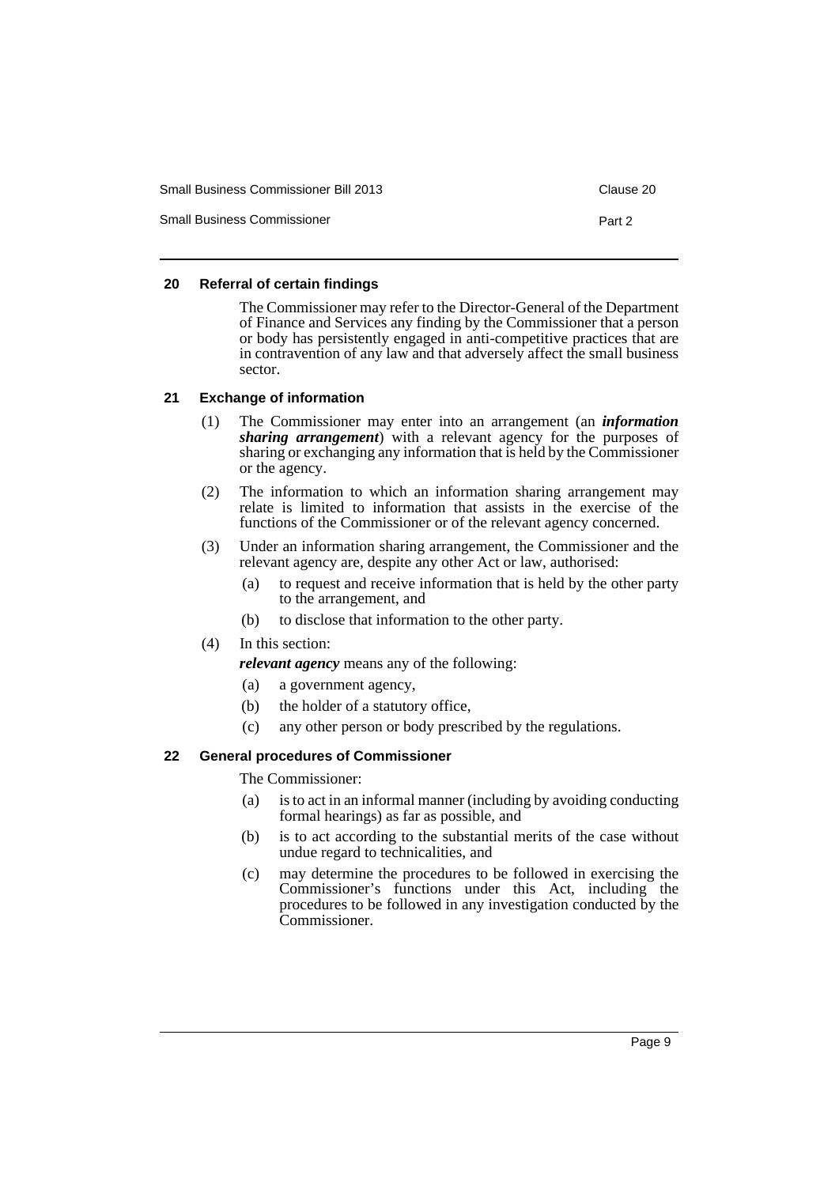#### 20 Referral of certain findings

The Commissioner may refer to the Director-General of the Department of Finance and Services any finding by the Commissioner that a person or body has persistently engaged in anti-competitive practices that are in contravention of any law and that adversely affect the small business sector.

#### 21 Exchange of information

(1) The Commissioner may enter into an arrangement (an ***information sharing arrangement***) with a relevant agency for the purposes of sharing or exchanging any information that is held by the Commissioner or the agency.

(2) The information to which an information sharing arrangement may relate is limited to information that assists in the exercise of the functions of the Commissioner or of the relevant agency concerned.

(3) Under an information sharing arrangement, the Commissioner and the relevant agency are, despite any other Act or law, authorised:

- (a) to request and receive information that is held by the other party to the arrangement, and
- (b) to disclose that information to the other party.

(4) In this section:

***relevant agency*** means any of the following:

- (a) a government agency,
- (b) the holder of a statutory office,
- (c) any other person or body prescribed by the regulations.

#### 22 General procedures of Commissioner

The Commissioner:

- (a) is to act in an informal manner (including by avoiding conducting formal hearings) as far as possible, and
- (b) is to act according to the substantial merits of the case without undue regard to technicalities, and
- (c) may determine the procedures to be followed in exercising the Commissioner's functions under this Act, including the procedures to be followed in any investigation conducted by the Commissioner.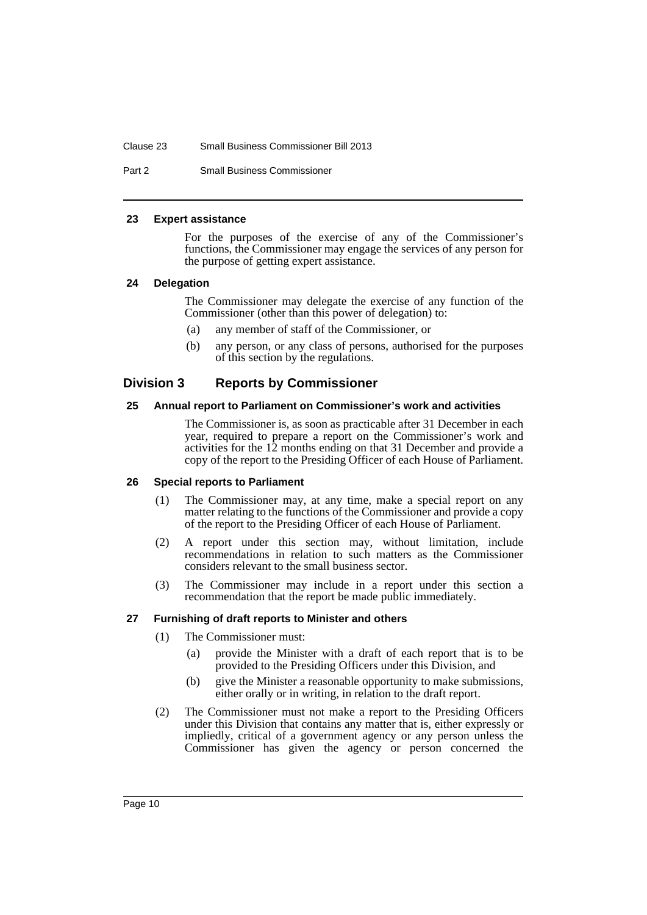#### 23 Expert assistance

For the purposes of the exercise of any of the Commissioner's functions, the Commissioner may engage the services of any person for the purpose of getting expert assistance.

#### 24 Delegation

The Commissioner may delegate the exercise of any function of the Commissioner (other than this power of delegation) to:

(a) any member of staff of the Commissioner, or

(b) any person, or any class of persons, authorised for the purposes of this section by the regulations.

### Division 3 Reports by Commissioner

#### 25 Annual report to Parliament on Commissioner's work and activities

The Commissioner is, as soon as practicable after 31 December in each year, required to prepare a report on the Commissioner's work and activities for the 12 months ending on that 31 December and provide a copy of the report to the Presiding Officer of each House of Parliament.

#### 26 Special reports to Parliament

(1) The Commissioner may, at any time, make a special report on any matter relating to the functions of the Commissioner and provide a copy of the report to the Presiding Officer of each House of Parliament.

(2) A report under this section may, without limitation, include recommendations in relation to such matters as the Commissioner considers relevant to the small business sector.

(3) The Commissioner may include in a report under this section a recommendation that the report be made public immediately.

#### 27 Furnishing of draft reports to Minister and others

(1) The Commissioner must:

(a) provide the Minister with a draft of each report that is to be provided to the Presiding Officers under this Division, and

(b) give the Minister a reasonable opportunity to make submissions, either orally or in writing, in relation to the draft report.

(2) The Commissioner must not make a report to the Presiding Officers under this Division that contains any matter that is, either expressly or impliedly, critical of a government agency or any person unless the Commissioner has given the agency or person concerned the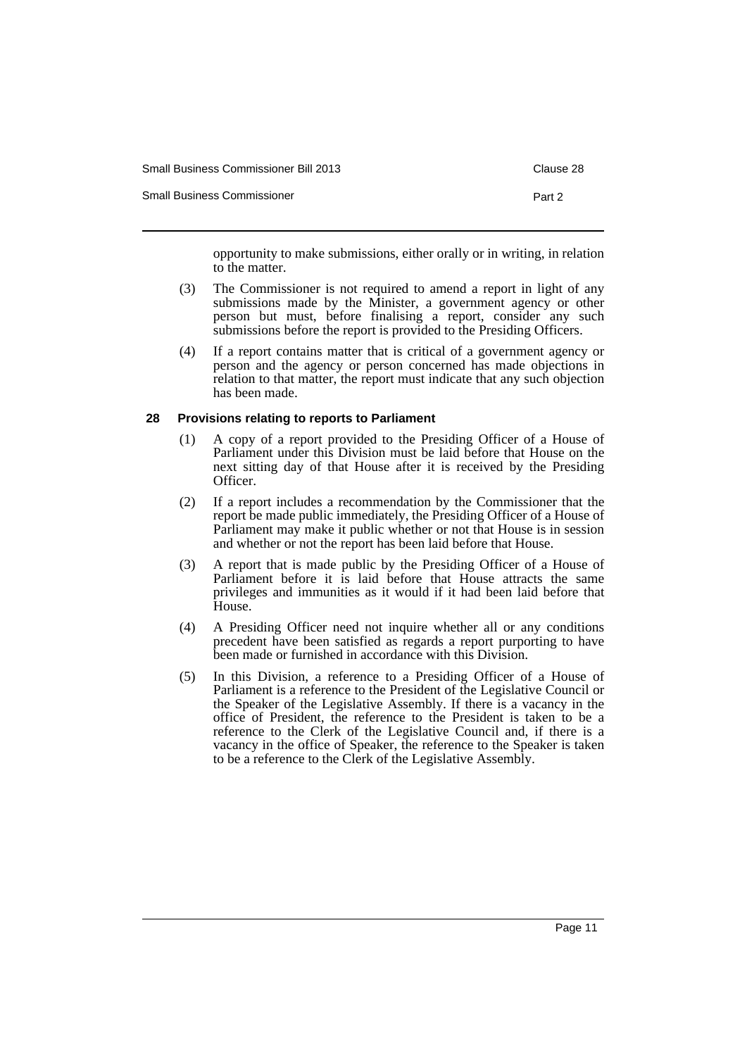opportunity to make submissions, either orally or in writing, in relation to the matter.

(3) The Commissioner is not required to amend a report in light of any submissions made by the Minister, a government agency or other person but must, before finalising a report, consider any such submissions before the report is provided to the Presiding Officers.

(4) If a report contains matter that is critical of a government agency or person and the agency or person concerned has made objections in relation to that matter, the report must indicate that any such objection has been made.

#### 28 Provisions relating to reports to Parliament

(1) A copy of a report provided to the Presiding Officer of a House of Parliament under this Division must be laid before that House on the next sitting day of that House after it is received by the Presiding Officer.

(2) If a report includes a recommendation by the Commissioner that the report be made public immediately, the Presiding Officer of a House of Parliament may make it public whether or not that House is in session and whether or not the report has been laid before that House.

(3) A report that is made public by the Presiding Officer of a House of Parliament before it is laid before that House attracts the same privileges and immunities as it would if it had been laid before that House.

(4) A Presiding Officer need not inquire whether all or any conditions precedent have been satisfied as regards a report purporting to have been made or furnished in accordance with this Division.

(5) In this Division, a reference to a Presiding Officer of a House of Parliament is a reference to the President of the Legislative Council or the Speaker of the Legislative Assembly. If there is a vacancy in the office of President, the reference to the President is taken to be a reference to the Clerk of the Legislative Council and, if there is a vacancy in the office of Speaker, the reference to the Speaker is taken to be a reference to the Clerk of the Legislative Assembly.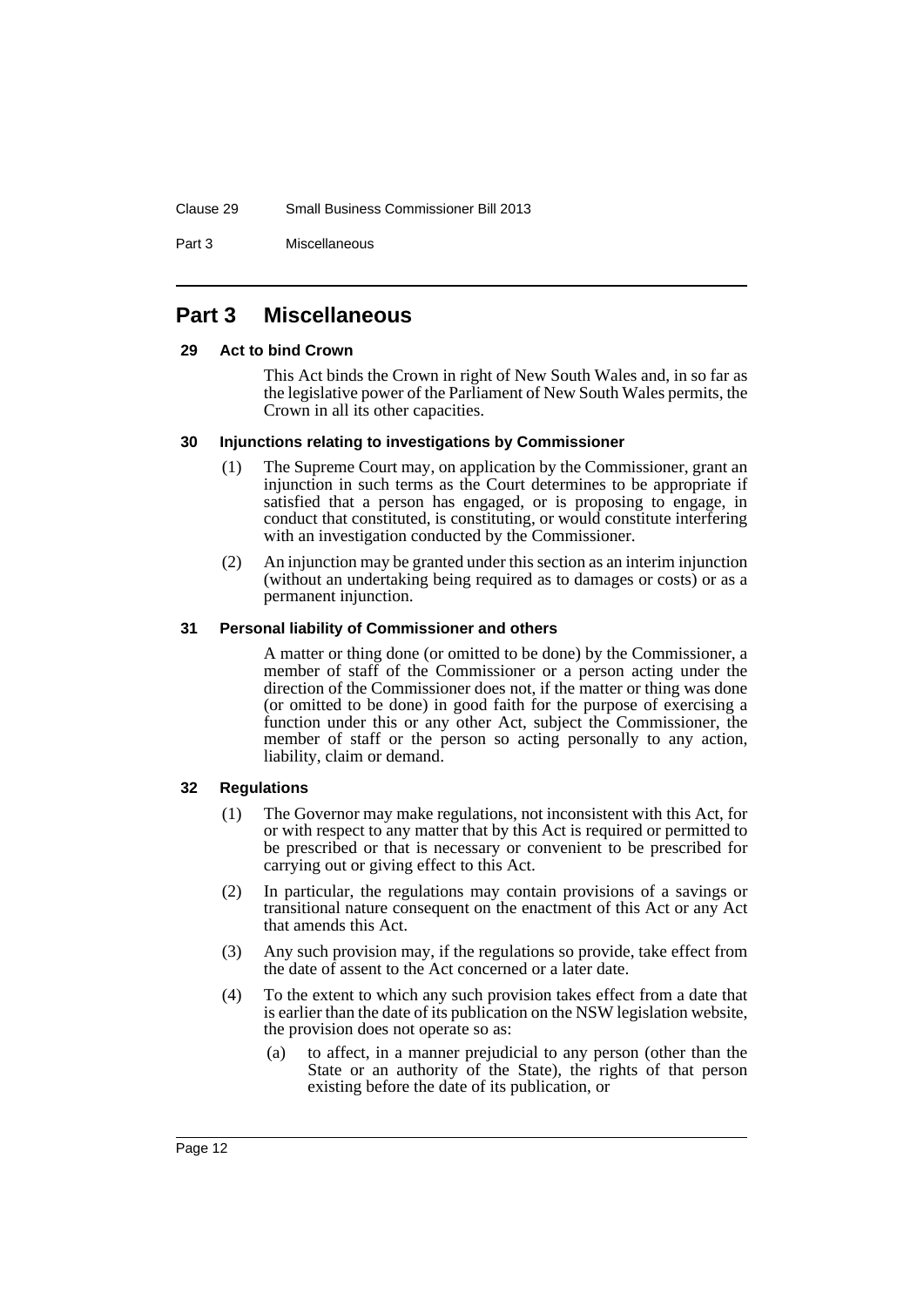## Part 3 Miscellaneous

### 29 Act to bind Crown

This Act binds the Crown in right of New South Wales and, in so far as the legislative power of the Parliament of New South Wales permits, the Crown in all its other capacities.

### 30 Injunctions relating to investigations by Commissioner

(1) The Supreme Court may, on application by the Commissioner, grant an injunction in such terms as the Court determines to be appropriate if satisfied that a person has engaged, or is proposing to engage, in conduct that constituted, is constituting, or would constitute interfering with an investigation conducted by the Commissioner.

(2) An injunction may be granted under this section as an interim injunction (without an undertaking being required as to damages or costs) or as a permanent injunction.

### 31 Personal liability of Commissioner and others

A matter or thing done (or omitted to be done) by the Commissioner, a member of staff of the Commissioner or a person acting under the direction of the Commissioner does not, if the matter or thing was done (or omitted to be done) in good faith for the purpose of exercising a function under this or any other Act, subject the Commissioner, the member of staff or the person so acting personally to any action, liability, claim or demand.

### 32 Regulations

(1) The Governor may make regulations, not inconsistent with this Act, for or with respect to any matter that by this Act is required or permitted to be prescribed or that is necessary or convenient to be prescribed for carrying out or giving effect to this Act.

(2) In particular, the regulations may contain provisions of a savings or transitional nature consequent on the enactment of this Act or any Act that amends this Act.

(3) Any such provision may, if the regulations so provide, take effect from the date of assent to the Act concerned or a later date.

(4) To the extent to which any such provision takes effect from a date that is earlier than the date of its publication on the NSW legislation website, the provision does not operate so as:

(a) to affect, in a manner prejudicial to any person (other than the State or an authority of the State), the rights of that person existing before the date of its publication, or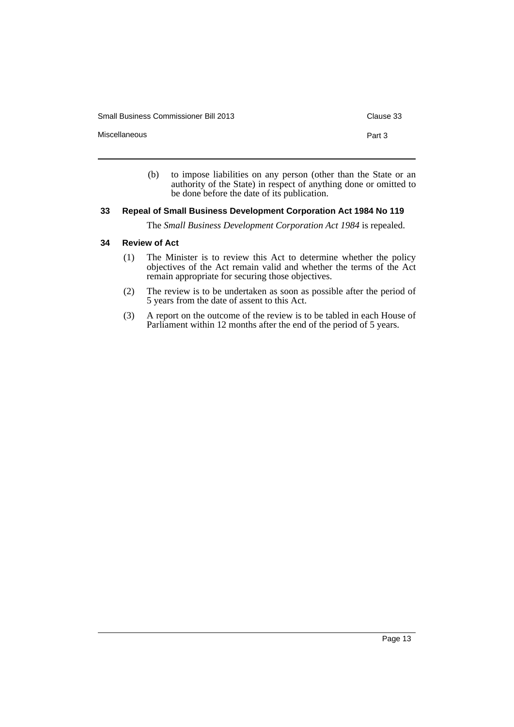(b) to impose liabilities on any person (other than the State or an authority of the State) in respect of anything done or omitted to be done before the date of its publication.

### 33 Repeal of Small Business Development Corporation Act 1984 No 119

The *Small Business Development Corporation Act 1984* is repealed.

### 34 Review of Act

(1) The Minister is to review this Act to determine whether the policy objectives of the Act remain valid and whether the terms of the Act remain appropriate for securing those objectives.

(2) The review is to be undertaken as soon as possible after the period of 5 years from the date of assent to this Act.

(3) A report on the outcome of the review is to be tabled in each House of Parliament within 12 months after the end of the period of 5 years.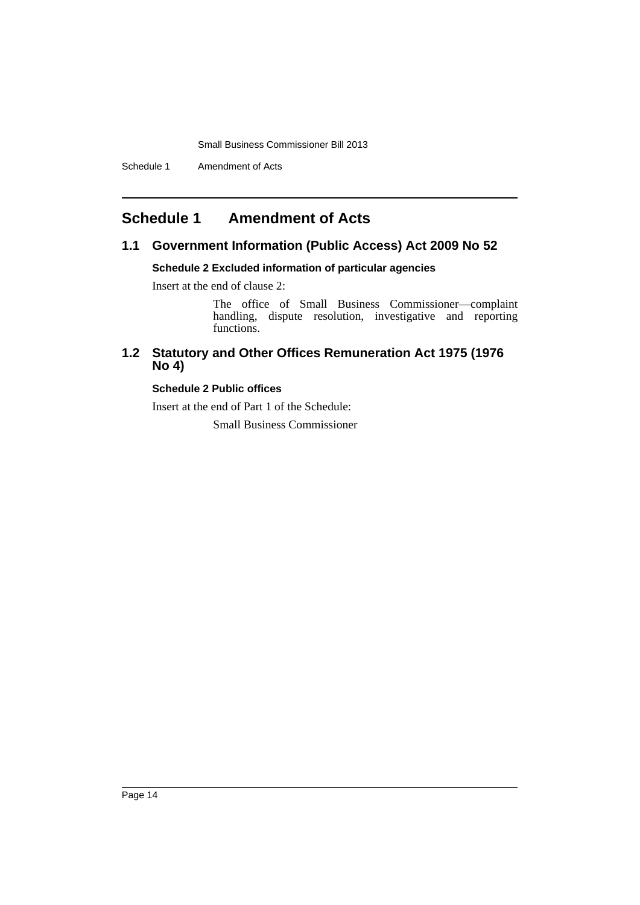# Schedule 1 Amendment of Acts

## 1.1 Government Information (Public Access) Act 2009 No 52

### Schedule 2 Excluded information of particular agencies

Insert at the end of clause 2:

> The office of Small Business Commissioner—complaint handling, dispute resolution, investigative and reporting functions.

## 1.2 Statutory and Other Offices Remuneration Act 1975 (1976 No 4)

### Schedule 2 Public offices

Insert at the end of Part 1 of the Schedule:

> Small Business Commissioner